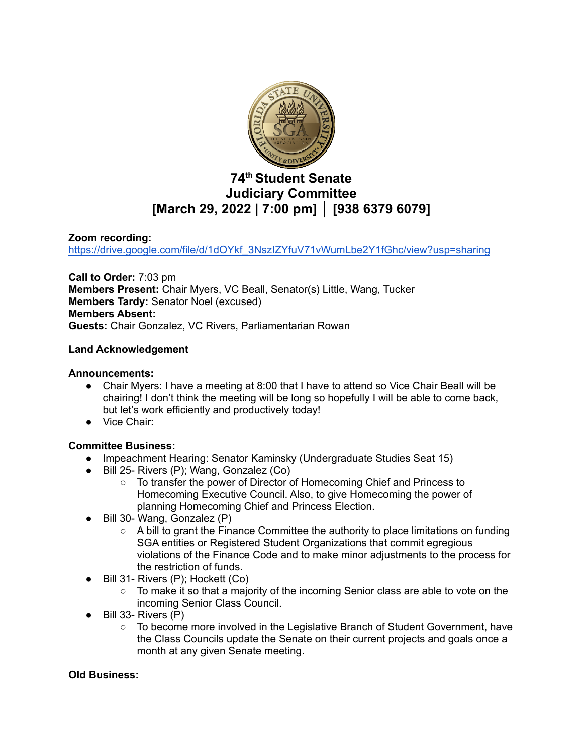# 74th Student Senate
## Judiciary Committee
## [March 29, 2022 | 7:00 pm] │ [938 6379 6079]

**Zoom recording:**
https://drive.google.com/file/d/1dOYkf_3NszIZYfuV71vWumLbe2Y1fGhc/view?usp=sharing

**Call to Order:** 7:03 pm
**Members Present:** Chair Myers, VC Beall, Senator(s) Little, Wang, Tucker
**Members Tardy:** Senator Noel (excused)
**Members Absent:**
**Guests:** Chair Gonzalez, VC Rivers, Parliamentarian Rowan

**Land Acknowledgement**

**Announcements:**

- Chair Myers: I have a meeting at 8:00 that I have to attend so Vice Chair Beall will be chairing! I don't think the meeting will be long so hopefully I will be able to come back, but let's work efficiently and productively today!
- Vice Chair:

**Committee Business:**

- Impeachment Hearing: Senator Kaminsky (Undergraduate Studies Seat 15)
- Bill 25- Rivers (P); Wang, Gonzalez (Co)
  - To transfer the power of Director of Homecoming Chief and Princess to Homecoming Executive Council. Also, to give Homecoming the power of planning Homecoming Chief and Princess Election.
- Bill 30- Wang, Gonzalez (P)
  - A bill to grant the Finance Committee the authority to place limitations on funding SGA entities or Registered Student Organizations that commit egregious violations of the Finance Code and to make minor adjustments to the process for the restriction of funds.
- Bill 31- Rivers (P); Hockett (Co)
  - To make it so that a majority of the incoming Senior class are able to vote on the incoming Senior Class Council.
- Bill 33- Rivers (P)
  - To become more involved in the Legislative Branch of Student Government, have the Class Councils update the Senate on their current projects and goals once a month at any given Senate meeting.

**Old Business:**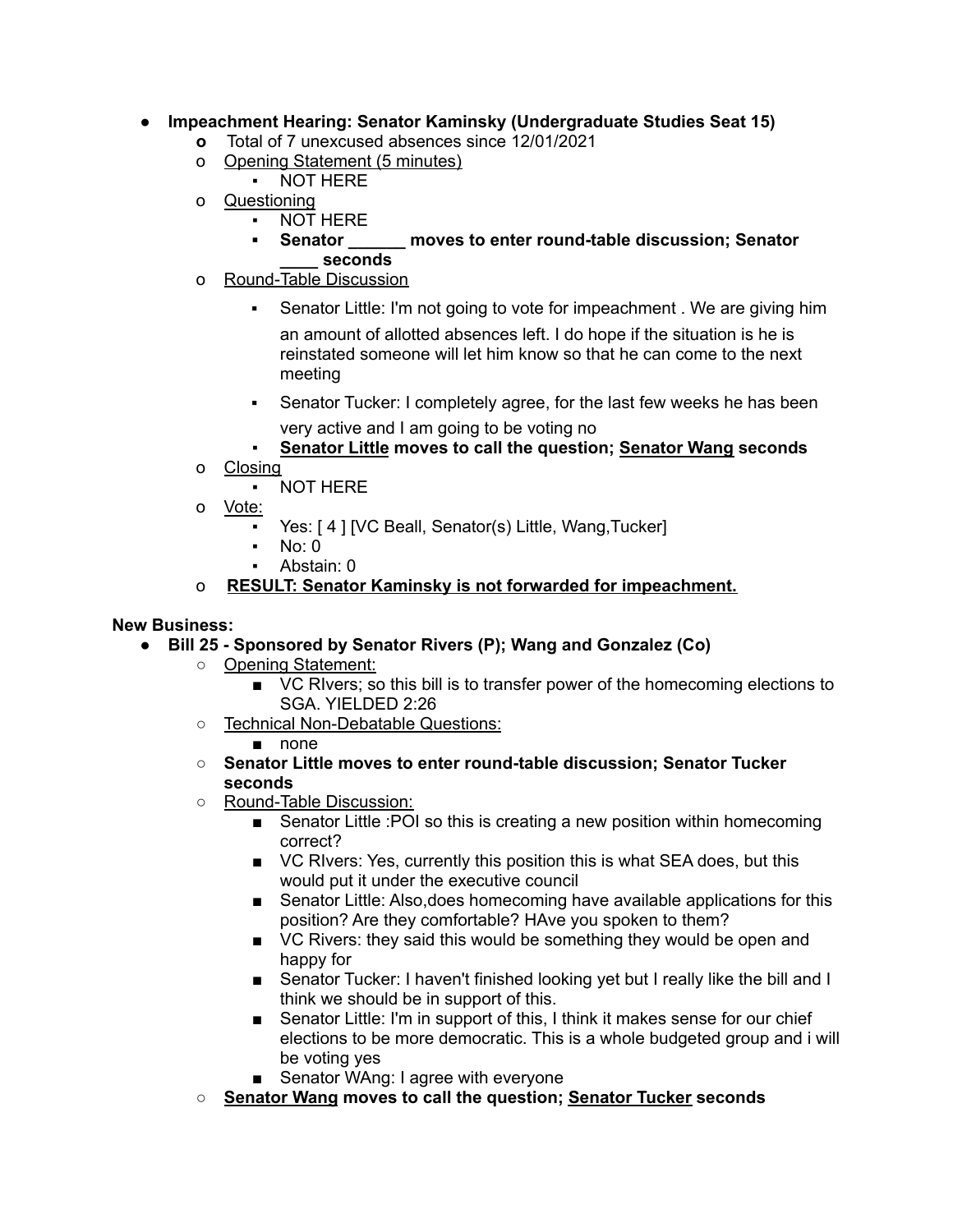- **Impeachment Hearing: Senator Kaminsky (Undergraduate Studies Seat 15)**
  - Total of 7 unexcused absences since 12/01/2021
  - Opening Statement (5 minutes)
    - NOT HERE
  - Questioning
    - NOT HERE
    - **Senator ______ moves to enter round-table discussion; Senator ____ seconds**
  - Round-Table Discussion
    - Senator Little: I'm not going to vote for impeachment . We are giving him an amount of allotted absences left. I do hope if the situation is he is reinstated someone will let him know so that he can come to the next meeting
    - Senator Tucker: I completely agree, for the last few weeks he has been very active and I am going to be voting no
    - **Senator Little moves to call the question; Senator Wang seconds**
  - Closing
    - NOT HERE
  - Vote:
    - Yes: [ 4 ] [VC Beall, Senator(s) Little, Wang,Tucker]
    - No: 0
    - Abstain: 0
  - **RESULT: Senator Kaminsky is not forwarded for impeachment.**

**New Business:**

- **Bill 25 - Sponsored by Senator Rivers (P); Wang and Gonzalez (Co)**
  - Opening Statement:
    - VC RIvers; so this bill is to transfer power of the homecoming elections to SGA. YIELDED 2:26
  - Technical Non-Debatable Questions:
    - none
  - **Senator Little moves to enter round-table discussion; Senator Tucker seconds**
  - Round-Table Discussion:
    - Senator Little :POI so this is creating a new position within homecoming correct?
    - VC RIvers: Yes, currently this position this is what SEA does, but this would put it under the executive council
    - Senator Little: Also,does homecoming have available applications for this position? Are they comfortable? HAve you spoken to them?
    - VC Rivers: they said this would be something they would be open and happy for
    - Senator Tucker: I haven't finished looking yet but I really like the bill and I think we should be in support of this.
    - Senator Little: I'm in support of this, I think it makes sense for our chief elections to be more democratic. This is a whole budgeted group and i will be voting yes
    - Senator WAng: I agree with everyone
  - **Senator Wang moves to call the question; Senator Tucker seconds**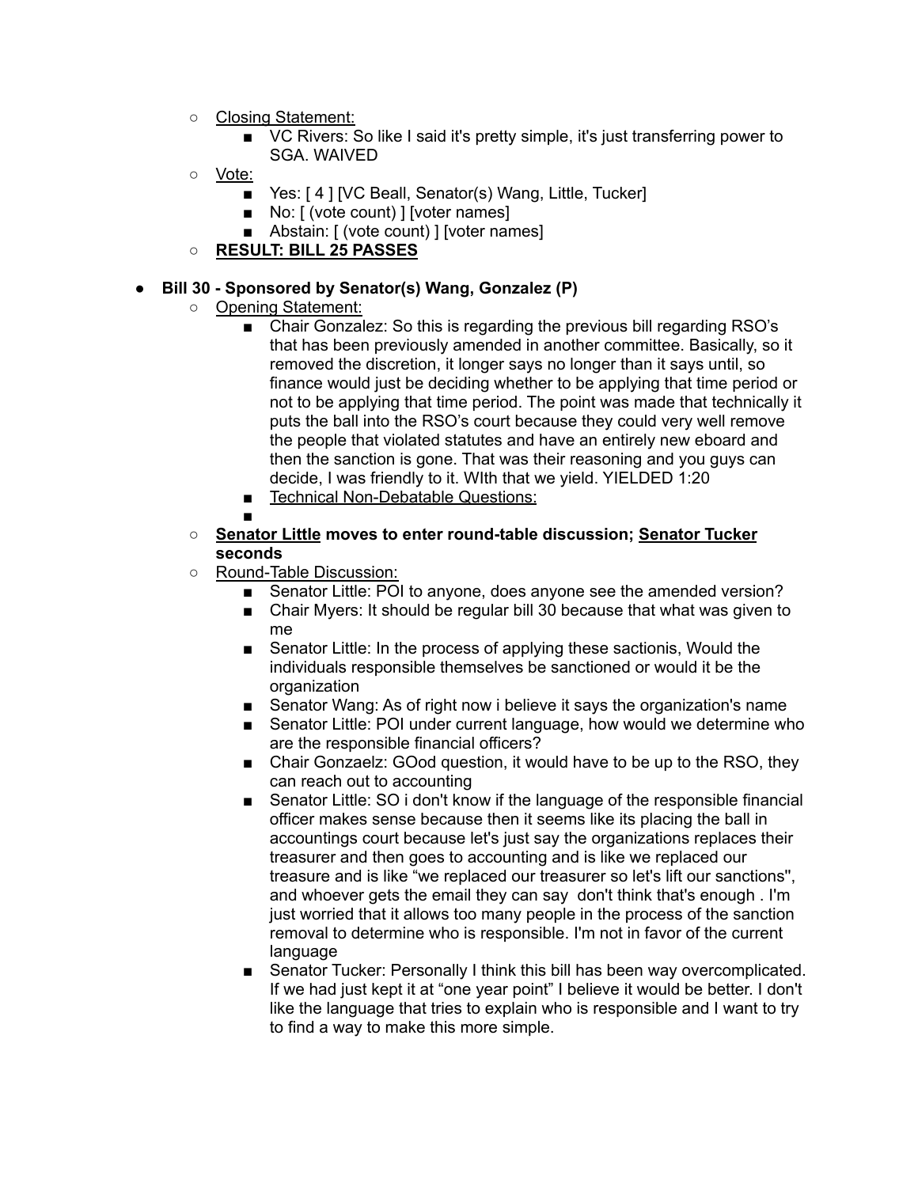- Closing Statement:
  - VC Rivers: So like I said it's pretty simple, it's just transferring power to SGA. WAIVED
- Vote:
  - Yes: [ 4 ] [VC Beall, Senator(s) Wang, Little, Tucker]
  - No: [ (vote count) ] [voter names]
  - Abstain: [ (vote count) ] [voter names]
- **RESULT: BILL 25 PASSES**

- **Bill 30 - Sponsored by Senator(s) Wang, Gonzalez (P)**
  - Opening Statement:
    - Chair Gonzalez: So this is regarding the previous bill regarding RSO's that has been previously amended in another committee. Basically, so it removed the discretion, it longer says no longer than it says until, so finance would just be deciding whether to be applying that time period or not to be applying that time period. The point was made that technically it puts the ball into the RSO's court because they could very well remove the people that violated statutes and have an entirely new eboard and then the sanction is gone. That was their reasoning and you guys can decide, I was friendly to it. WIth that we yield. YIELDED 1:20
    - Technical Non-Debatable Questions:
    - 
  - **Senator Little moves to enter round-table discussion; Senator Tucker seconds**
  - Round-Table Discussion:
    - Senator Little: POI to anyone, does anyone see the amended version?
    - Chair Myers: It should be regular bill 30 because that what was given to me
    - Senator Little: In the process of applying these sactionis, Would the individuals responsible themselves be sanctioned or would it be the organization
    - Senator Wang: As of right now i believe it says the organization's name
    - Senator Little: POI under current language, how would we determine who are the responsible financial officers?
    - Chair Gonzaelz: GOod question, it would have to be up to the RSO, they can reach out to accounting
    - Senator Little: SO i don't know if the language of the responsible financial officer makes sense because then it seems like its placing the ball in accountings court because let's just say the organizations replaces their treasurer and then goes to accounting and is like we replaced our treasure and is like "we replaced our treasurer so let's lift our sanctions", and whoever gets the email they can say don't think that's enough . I'm just worried that it allows too many people in the process of the sanction removal to determine who is responsible. I'm not in favor of the current language
    - Senator Tucker: Personally I think this bill has been way overcomplicated. If we had just kept it at "one year point" I believe it would be better. I don't like the language that tries to explain who is responsible and I want to try to find a way to make this more simple.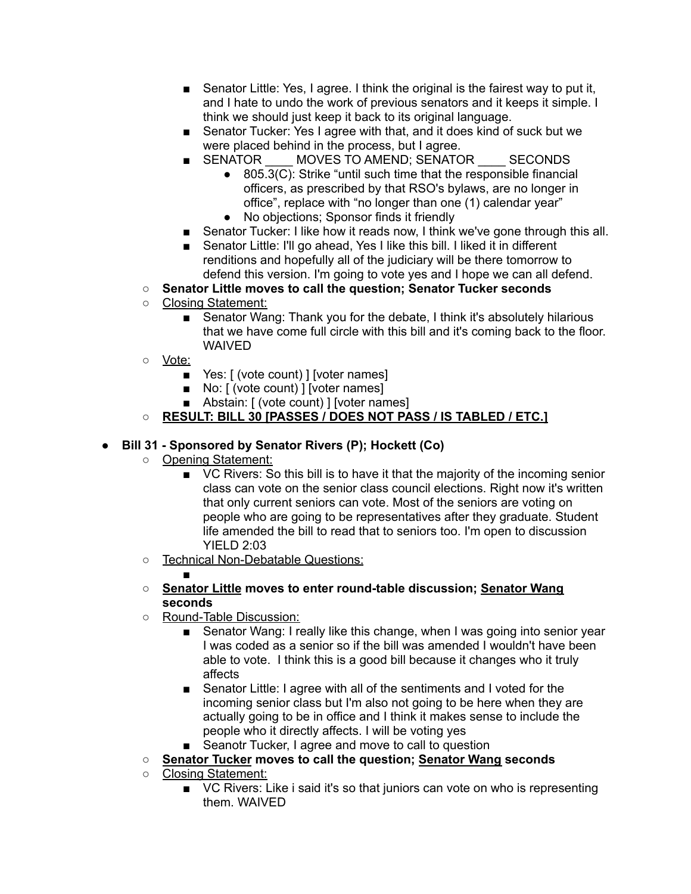- Senator Little: Yes, I agree. I think the original is the fairest way to put it, and I hate to undo the work of previous senators and it keeps it simple. I think we should just keep it back to its original language.
        - Senator Tucker: Yes I agree with that, and it does kind of suck but we were placed behind in the process, but I agree.
        - SENATOR ____ MOVES TO AMEND; SENATOR ____ SECONDS
            - 805.3(C): Strike "until such time that the responsible financial officers, as prescribed by that RSO's bylaws, are no longer in office", replace with "no longer than one (1) calendar year"
            - No objections; Sponsor finds it friendly
        - Senator Tucker: I like how it reads now, I think we've gone through this all.
        - Senator Little: I'll go ahead, Yes I like this bill. I liked it in different renditions and hopefully all of the judiciary will be there tomorrow to defend this version. I'm going to vote yes and I hope we can all defend.
    - **Senator Little moves to call the question; Senator Tucker seconds**
    - <u>Closing Statement:</u>
        - Senator Wang: Thank you for the debate, I think it's absolutely hilarious that we have come full circle with this bill and it's coming back to the floor. WAIVED
    - <u>Vote:</u>
        - Yes: [ (vote count) ] [voter names]
        - No: [ (vote count) ] [voter names]
        - Abstain: [ (vote count) ] [voter names]
    - **<u>RESULT: BILL 30 [PASSES / DOES NOT PASS / IS TABLED / ETC.]</u>**

- **Bill 31 - Sponsored by Senator Rivers (P); Hockett (Co)**
    - <u>Opening Statement:</u>
        - VC Rivers: So this bill is to have it that the majority of the incoming senior class can vote on the senior class council elections. Right now it's written that only current seniors can vote. Most of the seniors are voting on people who are going to be representatives after they graduate. Student life amended the bill to read that to seniors too. I'm open to discussion YIELD 2:03
    - <u>Technical Non-Debatable Questions:</u>
        - 
    - **<u>Senator Little</u> moves to enter round-table discussion; <u>Senator Wang</u> seconds**
    - <u>Round-Table Discussion:</u>
        - Senator Wang: I really like this change, when I was going into senior year I was coded as a senior so if the bill was amended I wouldn't have been able to vote. I think this is a good bill because it changes who it truly affects
        - Senator Little: I agree with all of the sentiments and I voted for the incoming senior class but I'm also not going to be here when they are actually going to be in office and I think it makes sense to include the people who it directly affects. I will be voting yes
        - Seanotr Tucker, I agree and move to call to question
    - **<u>Senator Tucker</u> moves to call the question; <u>Senator Wang</u> seconds**
    - <u>Closing Statement:</u>
        - VC Rivers: Like i said it's so that juniors can vote on who is representing them. WAIVED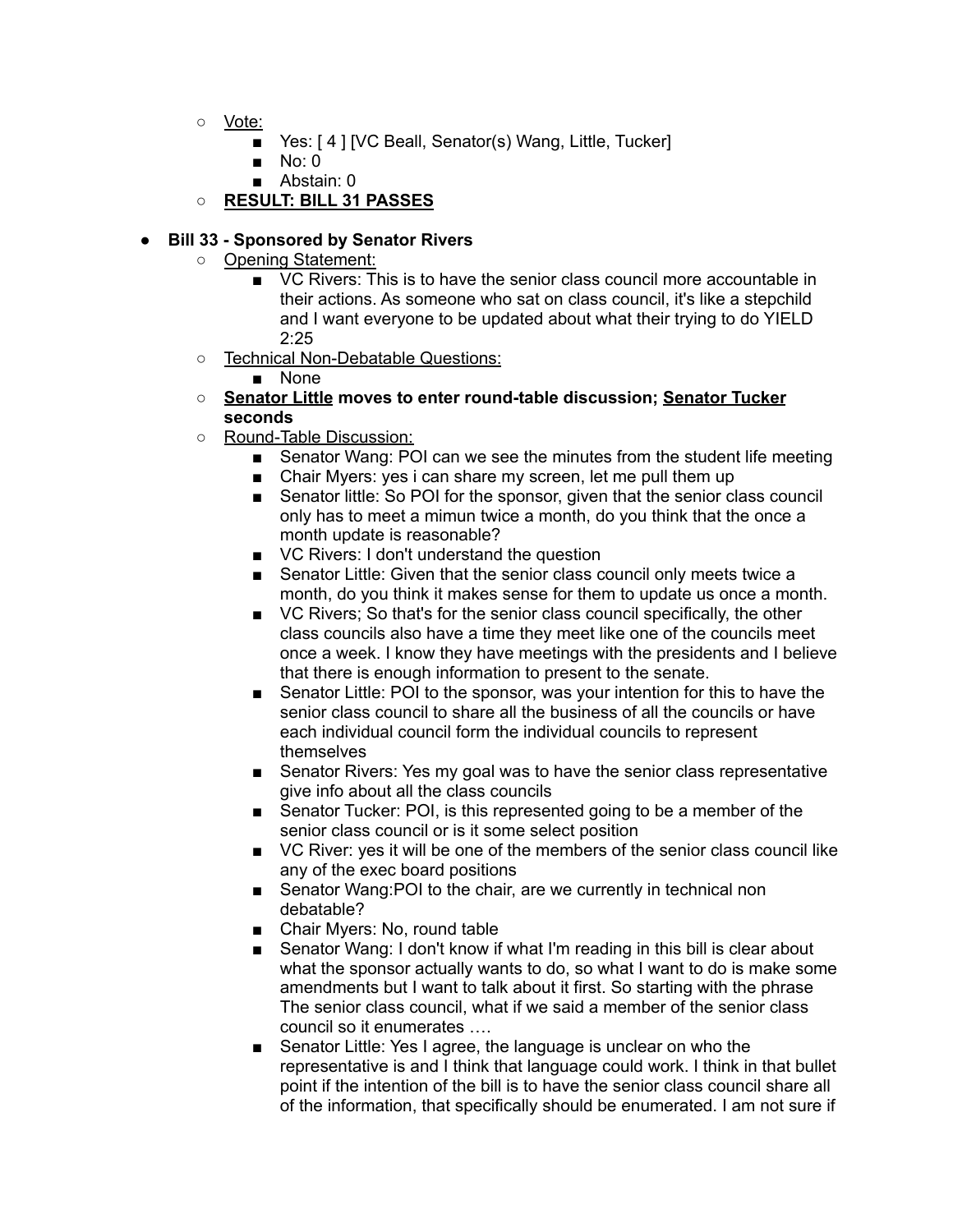- Vote:
    - Yes: [ 4 ] [VC Beall, Senator(s) Wang, Little, Tucker]
    - No: 0
    - Abstain: 0
- **RESULT: BILL 31 PASSES**

- **Bill 33 - Sponsored by Senator Rivers**
    - Opening Statement:
        - VC Rivers: This is to have the senior class council more accountable in their actions. As someone who sat on class council, it's like a stepchild and I want everyone to be updated about what their trying to do YIELD 2:25
    - Technical Non-Debatable Questions:
        - None
    - **Senator Little moves to enter round-table discussion; Senator Tucker seconds**
    - Round-Table Discussion:
        - Senator Wang: POI can we see the minutes from the student life meeting
        - Chair Myers: yes i can share my screen, let me pull them up
        - Senator little: So POI for the sponsor, given that the senior class council only has to meet a mimun twice a month, do you think that the once a month update is reasonable?
        - VC Rivers: I don't understand the question
        - Senator Little: Given that the senior class council only meets twice a month, do you think it makes sense for them to update us once a month.
        - VC Rivers; So that's for the senior class council specifically, the other class councils also have a time they meet like one of the councils meet once a week. I know they have meetings with the presidents and I believe that there is enough information to present to the senate.
        - Senator Little: POI to the sponsor, was your intention for this to have the senior class council to share all the business of all the councils or have each individual council form the individual councils to represent themselves
        - Senator Rivers: Yes my goal was to have the senior class representative give info about all the class councils
        - Senator Tucker: POI, is this represented going to be a member of the senior class council or is it some select position
        - VC River: yes it will be one of the members of the senior class council like any of the exec board positions
        - Senator Wang:POI to the chair, are we currently in technical non debatable?
        - Chair Myers: No, round table
        - Senator Wang: I don't know if what I'm reading in this bill is clear about what the sponsor actually wants to do, so what I want to do is make some amendments but I want to talk about it first. So starting with the phrase The senior class council, what if we said a member of the senior class council so it enumerates ….
        - Senator Little: Yes I agree, the language is unclear on who the representative is and I think that language could work. I think in that bullet point if the intention of the bill is to have the senior class council share all of the information, that specifically should be enumerated. I am not sure if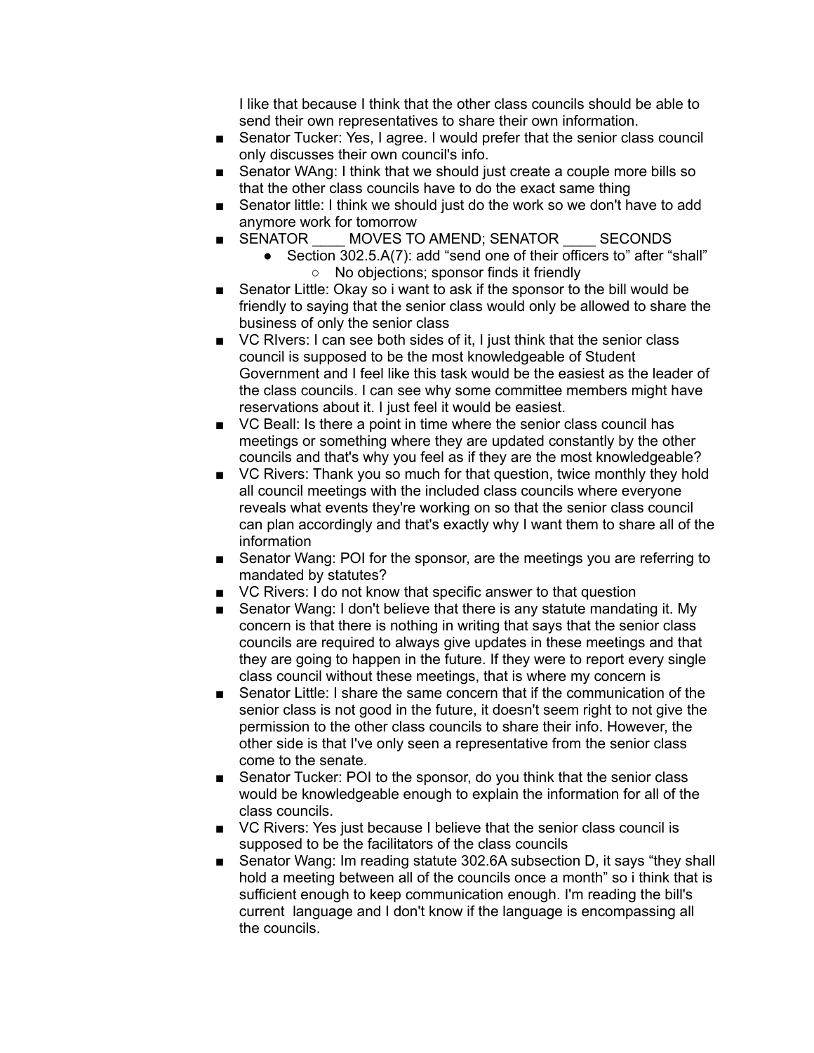I like that because I think that the other class councils should be able to send their own representatives to share their own information.

- Senator Tucker: Yes, I agree. I would prefer that the senior class council only discusses their own council's info.
- Senator WAng: I think that we should just create a couple more bills so that the other class councils have to do the exact same thing
- Senator little: I think we should just do the work so we don't have to add anymore work for tomorrow
- SENATOR ____ MOVES TO AMEND; SENATOR ____ SECONDS
  - Section 302.5.A(7): add “send one of their officers to” after “shall”
    - No objections; sponsor finds it friendly
- Senator Little: Okay so i want to ask if the sponsor to the bill would be friendly to saying that the senior class would only be allowed to share the business of only the senior class
- VC RIvers: I can see both sides of it, I just think that the senior class council is supposed to be the most knowledgeable of Student Government and I feel like this task would be the easiest as the leader of the class councils. I can see why some committee members might have reservations about it. I just feel it would be easiest.
- VC Beall: Is there a point in time where the senior class council has meetings or something where they are updated constantly by the other councils and that's why you feel as if they are the most knowledgeable?
- VC Rivers: Thank you so much for that question, twice monthly they hold all council meetings with the included class councils where everyone reveals what events they're working on so that the senior class council can plan accordingly and that's exactly why I want them to share all of the information
- Senator Wang: POI for the sponsor, are the meetings you are referring to mandated by statutes?
- VC Rivers: I do not know that specific answer to that question
- Senator Wang: I don't believe that there is any statute mandating it. My concern is that there is nothing in writing that says that the senior class councils are required to always give updates in these meetings and that they are going to happen in the future. If they were to report every single class council without these meetings, that is where my concern is
- Senator Little: I share the same concern that if the communication of the senior class is not good in the future, it doesn't seem right to not give the permission to the other class councils to share their info. However, the other side is that I've only seen a representative from the senior class come to the senate.
- Senator Tucker: POI to the sponsor, do you think that the senior class would be knowledgeable enough to explain the information for all of the class councils.
- VC Rivers: Yes just because I believe that the senior class council is supposed to be the facilitators of the class councils
- Senator Wang: Im reading statute 302.6A subsection D, it says “they shall hold a meeting between all of the councils once a month” so i think that is sufficient enough to keep communication enough. I'm reading the bill's current language and I don't know if the language is encompassing all the councils.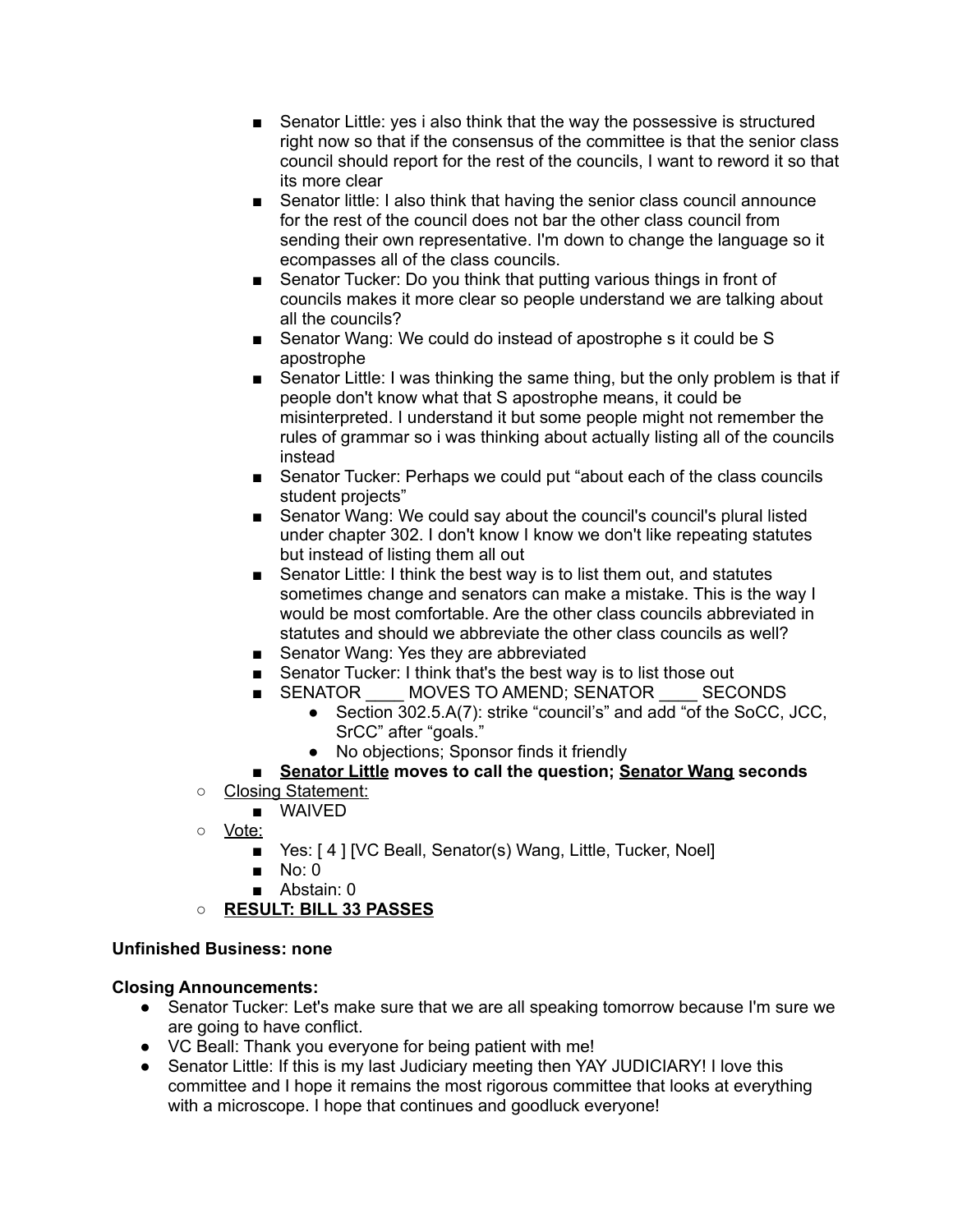- Senator Little: yes i also think that the way the possessive is structured right now so that if the consensus of the committee is that the senior class council should report for the rest of the councils, I want to reword it so that its more clear
        - Senator little: I also think that having the senior class council announce for the rest of the council does not bar the other class council from sending their own representative. I'm down to change the language so it ecompasses all of the class councils.
        - Senator Tucker: Do you think that putting various things in front of councils makes it more clear so people understand we are talking about all the councils?
        - Senator Wang: We could do instead of apostrophe s it could be S apostrophe
        - Senator Little: I was thinking the same thing, but the only problem is that if people don't know what that S apostrophe means, it could be misinterpreted. I understand it but some people might not remember the rules of grammar so i was thinking about actually listing all of the councils instead
        - Senator Tucker: Perhaps we could put "about each of the class councils student projects"
        - Senator Wang: We could say about the council's council's plural listed under chapter 302. I don't know I know we don't like repeating statutes but instead of listing them all out
        - Senator Little: I think the best way is to list them out, and statutes sometimes change and senators can make a mistake. This is the way I would be most comfortable. Are the other class councils abbreviated in statutes and should we abbreviate the other class councils as well?
        - Senator Wang: Yes they are abbreviated
        - Senator Tucker: I think that's the best way is to list those out
        - SENATOR ____ MOVES TO AMEND; SENATOR ____ SECONDS
            - Section 302.5.A(7): strike "council's" and add "of the SoCC, JCC, SrCC" after "goals."
            - No objections; Sponsor finds it friendly
        - **<u>Senator Little</u> moves to call the question; <u>Senator Wang</u> seconds**
    - <u>Closing Statement:</u>
        - WAIVED
    - <u>Vote:</u>
        - Yes: [ 4 ] [VC Beall, Senator(s) Wang, Little, Tucker, Noel]
        - No: 0
        - Abstain: 0
    - **<u>RESULT: BILL 33 PASSES</u>**

**Unfinished Business: none**

**Closing Announcements:**

- Senator Tucker: Let's make sure that we are all speaking tomorrow because I'm sure we are going to have conflict.
- VC Beall: Thank you everyone for being patient with me!
- Senator Little: If this is my last Judiciary meeting then YAY JUDICIARY! I love this committee and I hope it remains the most rigorous committee that looks at everything with a microscope. I hope that continues and goodluck everyone!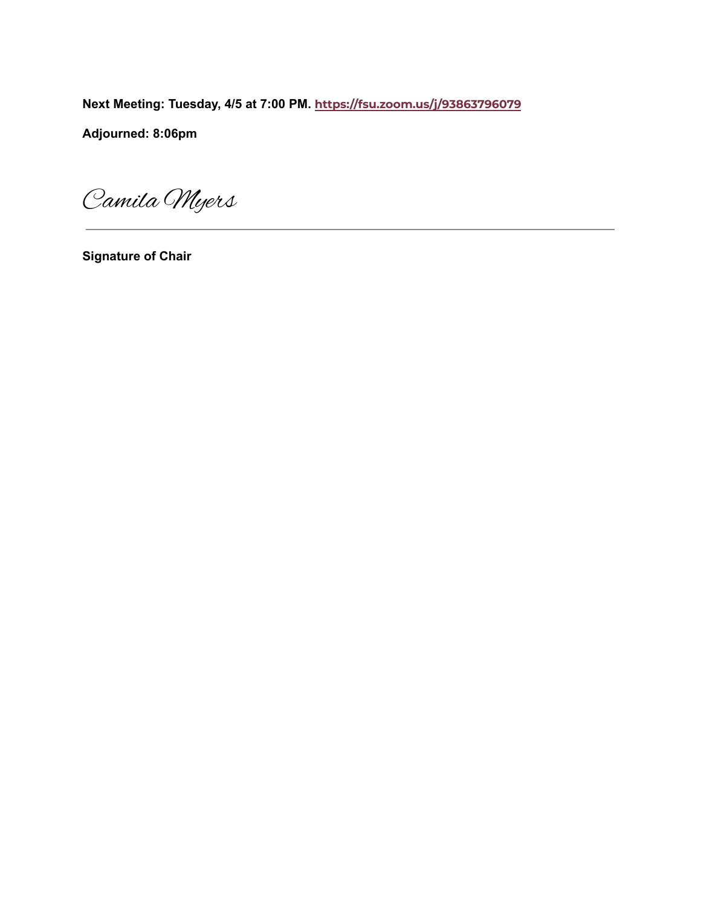**Next Meeting: Tuesday, 4/5 at 7:00 PM.** [https://fsu.zoom.us/j/93863796079](https://fsu.zoom.us/j/93863796079)

**Adjourned: 8:06pm**

*Camila Myers*

---

**Signature of Chair**